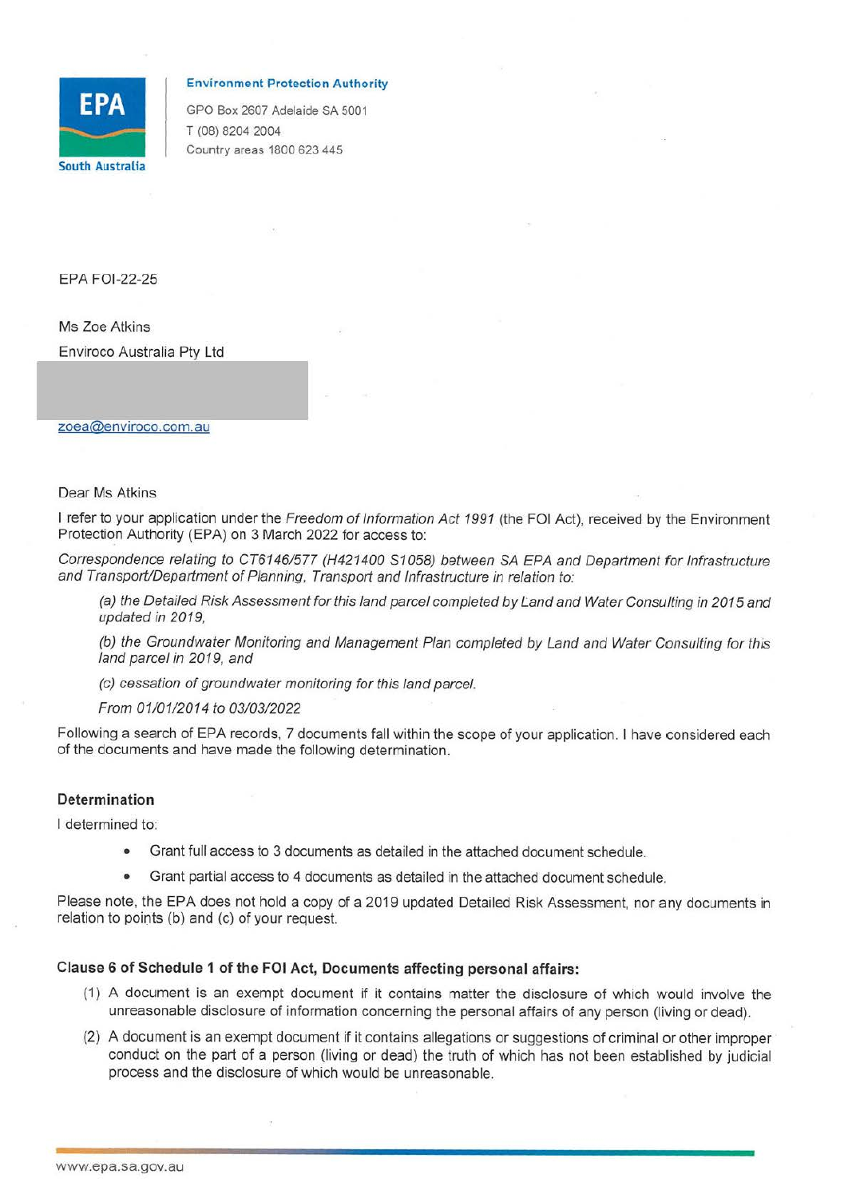**Environment Protection Authority**

GPO Box 2607 Adelaide SA 5001
T (08) 8204 2004
Country areas 1800 623 445

EPA FOI-22-25

Ms Zoe Atkins
Enviroco Australia Pty Ltd

zoea@enviroco.com.au

Dear Ms Atkins

I refer to your application under the *Freedom of Information Act 1991* (the FOI Act), received by the Environment Protection Authority (EPA) on 3 March 2022 for access to:

*Correspondence relating to CT6146/577 (H421400 S1058) between SA EPA and Department for Infrastructure and Transport/Department of Planning, Transport and Infrastructure in relation to:*

> *(a) the Detailed Risk Assessment for this land parcel completed by Land and Water Consulting in 2015 and updated in 2019,*
>
> *(b) the Groundwater Monitoring and Management Plan completed by Land and Water Consulting for this land parcel in 2019, and*
>
> *(c) cessation of groundwater monitoring for this land parcel.*
>
> *From 01/01/2014 to 03/03/2022*

Following a search of EPA records, 7 documents fall within the scope of your application. I have considered each of the documents and have made the following determination.

### Determination

I determined to:

- Grant full access to 3 documents as detailed in the attached document schedule.
- Grant partial access to 4 documents as detailed in the attached document schedule.

Please note, the EPA does not hold a copy of a 2019 updated Detailed Risk Assessment, nor any documents in relation to points (b) and (c) of your request.

### Clause 6 of Schedule 1 of the FOI Act, Documents affecting personal affairs:

(1) A document is an exempt document if it contains matter the disclosure of which would involve the unreasonable disclosure of information concerning the personal affairs of any person (living or dead).

(2) A document is an exempt document if it contains allegations or suggestions of criminal or other improper conduct on the part of a person (living or dead) the truth of which has not been established by judicial process and the disclosure of which would be unreasonable.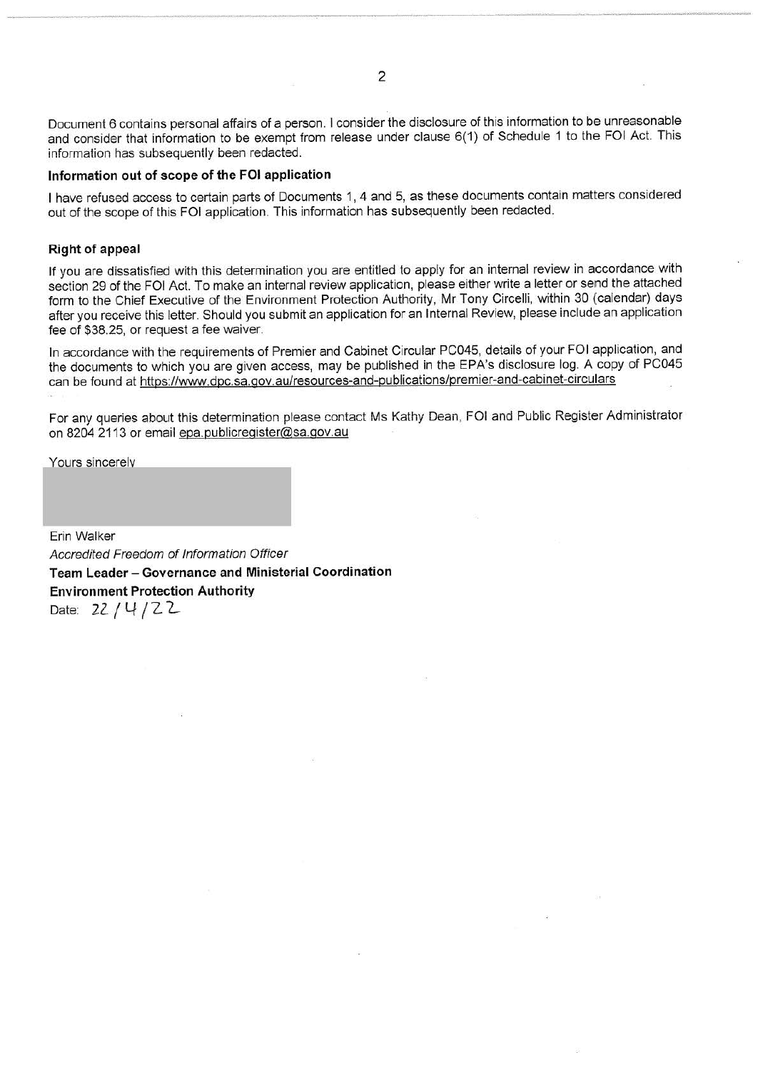Document 6 contains personal affairs of a person. I consider the disclosure of this information to be unreasonable and consider that information to be exempt from release under clause 6(1) of Schedule 1 to the FOI Act. This information has subsequently been redacted.

### Information out of scope of the FOI application

I have refused access to certain parts of Documents 1, 4 and 5, as these documents contain matters considered out of the scope of this FOI application. This information has subsequently been redacted.

### Right of appeal

If you are dissatisfied with this determination you are entitled to apply for an internal review in accordance with section 29 of the FOI Act. To make an internal review application, please either write a letter or send the attached form to the Chief Executive of the Environment Protection Authority, Mr Tony Circelli, within 30 (calendar) days after you receive this letter. Should you submit an application for an Internal Review, please include an application fee of $38.25, or request a fee waiver.

In accordance with the requirements of Premier and Cabinet Circular PC045, details of your FOI application, and the documents to which you are given access, may be published in the EPA's disclosure log. A copy of PC045 can be found at https://www.dpc.sa.gov.au/resources-and-publications/premier-and-cabinet-circulars

For any queries about this determination please contact Ms Kathy Dean, FOI and Public Register Administrator on 8204 2113 or email epa.publicregister@sa.gov.au

Yours sincerely

Erin Walker
*Accredited Freedom of Information Officer*
**Team Leader – Governance and Ministerial Coordination**
**Environment Protection Authority**
Date: 22/4/22